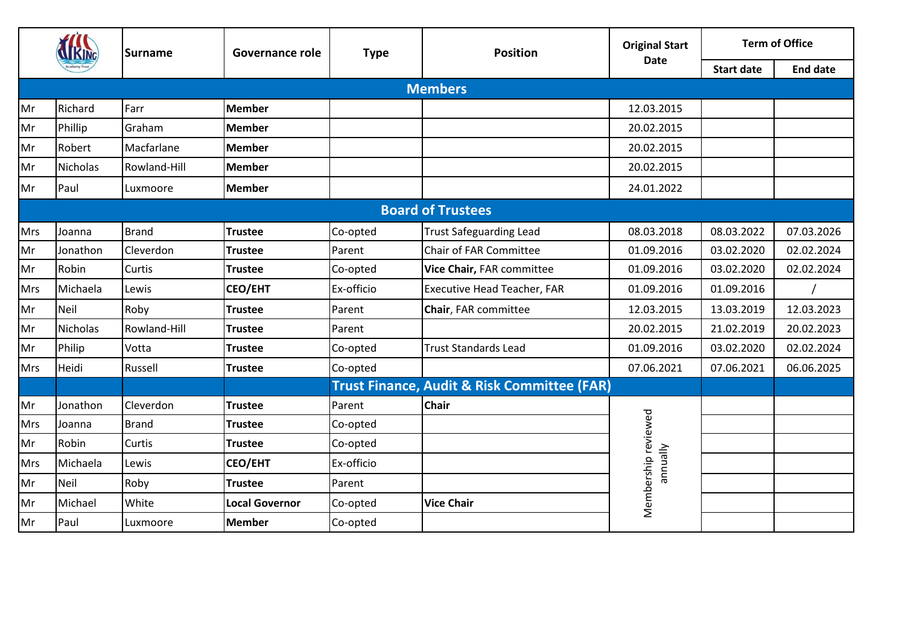| | | Surname | Governance role | Type | Position | Original Start Date | Term of Office | |
|---|---|---|---|---|---|---|---|---|
| | | | | | | | Start date | End date |
| **Members** | | | | | | | | |
| Mr | Richard | Farr | **Member** | | | 12.03.2015 | | |
| Mr | Phillip | Graham | **Member** | | | 20.02.2015 | | |
| Mr | Robert | Macfarlane | **Member** | | | 20.02.2015 | | |
| Mr | Nicholas | Rowland-Hill | **Member** | | | 20.02.2015 | | |
| Mr | Paul | Luxmoore | **Member** | | | 24.01.2022 | | |
| **Board of Trustees** | | | | | | | | |
| Mrs | Joanna | Brand | **Trustee** | Co-opted | Trust Safeguarding Lead | 08.03.2018 | 08.03.2022 | 07.03.2026 |
| Mr | Jonathon | Cleverdon | **Trustee** | Parent | Chair of FAR Committee | 01.09.2016 | 03.02.2020 | 02.02.2024 |
| Mr | Robin | Curtis | **Trustee** | Co-opted | **Vice Chair,** FAR committee | 01.09.2016 | 03.02.2020 | 02.02.2024 |
| Mrs | Michaela | Lewis | **CEO/EHT** | Ex-officio | Executive Head Teacher, FAR | 01.09.2016 | 01.09.2016 | / |
| Mr | Neil | Roby | **Trustee** | Parent | **Chair**, FAR committee | 12.03.2015 | 13.03.2019 | 12.03.2023 |
| Mr | Nicholas | Rowland-Hill | **Trustee** | Parent | | 20.02.2015 | 21.02.2019 | 20.02.2023 |
| Mr | Philip | Votta | **Trustee** | Co-opted | Trust Standards Lead | 01.09.2016 | 03.02.2020 | 02.02.2024 |
| Mrs | Heidi | Russell | **Trustee** | Co-opted | | 07.06.2021 | 07.06.2021 | 06.06.2025 |
| **Trust Finance, Audit & Risk Committee (FAR)** | | | | | | | | |
| Mr | Jonathon | Cleverdon | **Trustee** | Parent | **Chair** | Membership reviewed annually | | |
| Mrs | Joanna | Brand | **Trustee** | Co-opted | | | | |
| Mr | Robin | Curtis | **Trustee** | Co-opted | | | | |
| Mrs | Michaela | Lewis | **CEO/EHT** | Ex-officio | | | | |
| Mr | Neil | Roby | **Trustee** | Parent | | | | |
| Mr | Michael | White | **Local Governor** | Co-opted | **Vice Chair** | | | |
| Mr | Paul | Luxmoore | **Member** | Co-opted | | | | |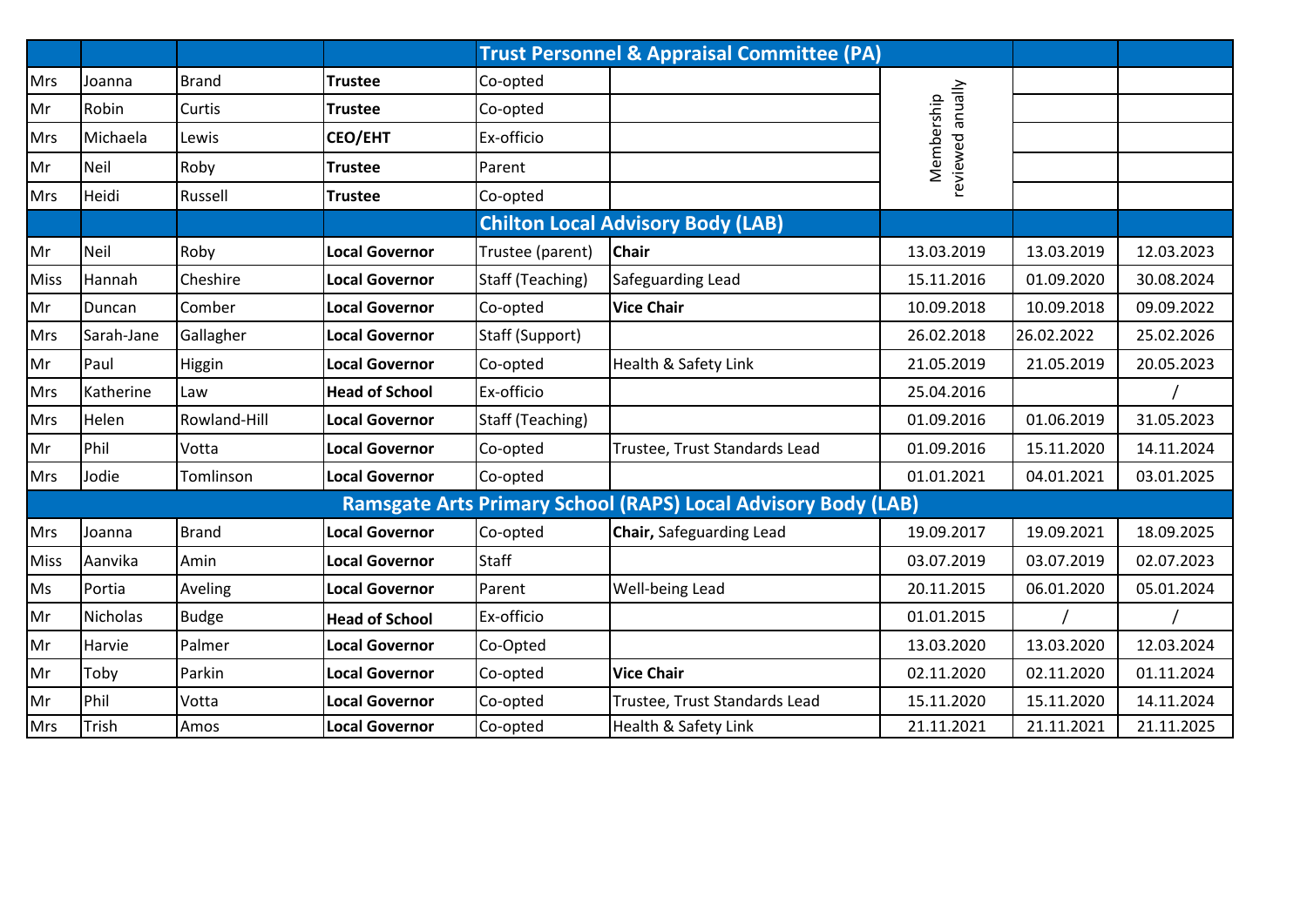| | | | | Trust Personnel & Appraisal Committee (PA) | | | | |
|---|---|---|---|---|---|---|---|---|
| Mrs | Joanna | Brand | **Trustee** | Co-opted | | Membership reviewed anually | | |
| Mr | Robin | Curtis | **Trustee** | Co-opted | | | | |
| Mrs | Michaela | Lewis | **CEO/EHT** | Ex-officio | | | | |
| Mr | Neil | Roby | **Trustee** | Parent | | | | |
| Mrs | Heidi | Russell | **Trustee** | Co-opted | | | | |
| | | | | **Chilton Local Advisory Body (LAB)** | | | | |
| Mr | Neil | Roby | **Local Governor** | Trustee (parent) | **Chair** | 13.03.2019 | 13.03.2019 | 12.03.2023 |
| Miss | Hannah | Cheshire | **Local Governor** | Staff (Teaching) | Safeguarding Lead | 15.11.2016 | 01.09.2020 | 30.08.2024 |
| Mr | Duncan | Comber | **Local Governor** | Co-opted | **Vice Chair** | 10.09.2018 | 10.09.2018 | 09.09.2022 |
| Mrs | Sarah-Jane | Gallagher | **Local Governor** | Staff (Support) | | 26.02.2018 | 26.02.2022 | 25.02.2026 |
| Mr | Paul | Higgin | **Local Governor** | Co-opted | Health & Safety Link | 21.05.2019 | 21.05.2019 | 20.05.2023 |
| Mrs | Katherine | Law | **Head of School** | Ex-officio | | 25.04.2016 | | / |
| Mrs | Helen | Rowland-Hill | **Local Governor** | Staff (Teaching) | | 01.09.2016 | 01.06.2019 | 31.05.2023 |
| Mr | Phil | Votta | **Local Governor** | Co-opted | Trustee, Trust Standards Lead | 01.09.2016 | 15.11.2020 | 14.11.2024 |
| Mrs | Jodie | Tomlinson | **Local Governor** | Co-opted | | 01.01.2021 | 04.01.2021 | 03.01.2025 |
| **Ramsgate Arts Primary School (RAPS) Local Advisory Body (LAB)** | | | | | | | | |
| Mrs | Joanna | Brand | **Local Governor** | Co-opted | **Chair,** Safeguarding Lead | 19.09.2017 | 19.09.2021 | 18.09.2025 |
| Miss | Aanvika | Amin | **Local Governor** | Staff | | 03.07.2019 | 03.07.2019 | 02.07.2023 |
| Ms | Portia | Aveling | **Local Governor** | Parent | Well-being Lead | 20.11.2015 | 06.01.2020 | 05.01.2024 |
| Mr | Nicholas | Budge | **Head of School** | Ex-officio | | 01.01.2015 | / | / |
| Mr | Harvie | Palmer | **Local Governor** | Co-Opted | | 13.03.2020 | 13.03.2020 | 12.03.2024 |
| Mr | Toby | Parkin | **Local Governor** | Co-opted | **Vice Chair** | 02.11.2020 | 02.11.2020 | 01.11.2024 |
| Mr | Phil | Votta | **Local Governor** | Co-opted | Trustee, Trust Standards Lead | 15.11.2020 | 15.11.2020 | 14.11.2024 |
| Mrs | Trish | Amos | **Local Governor** | Co-opted | Health & Safety Link | 21.11.2021 | 21.11.2021 | 21.11.2025 |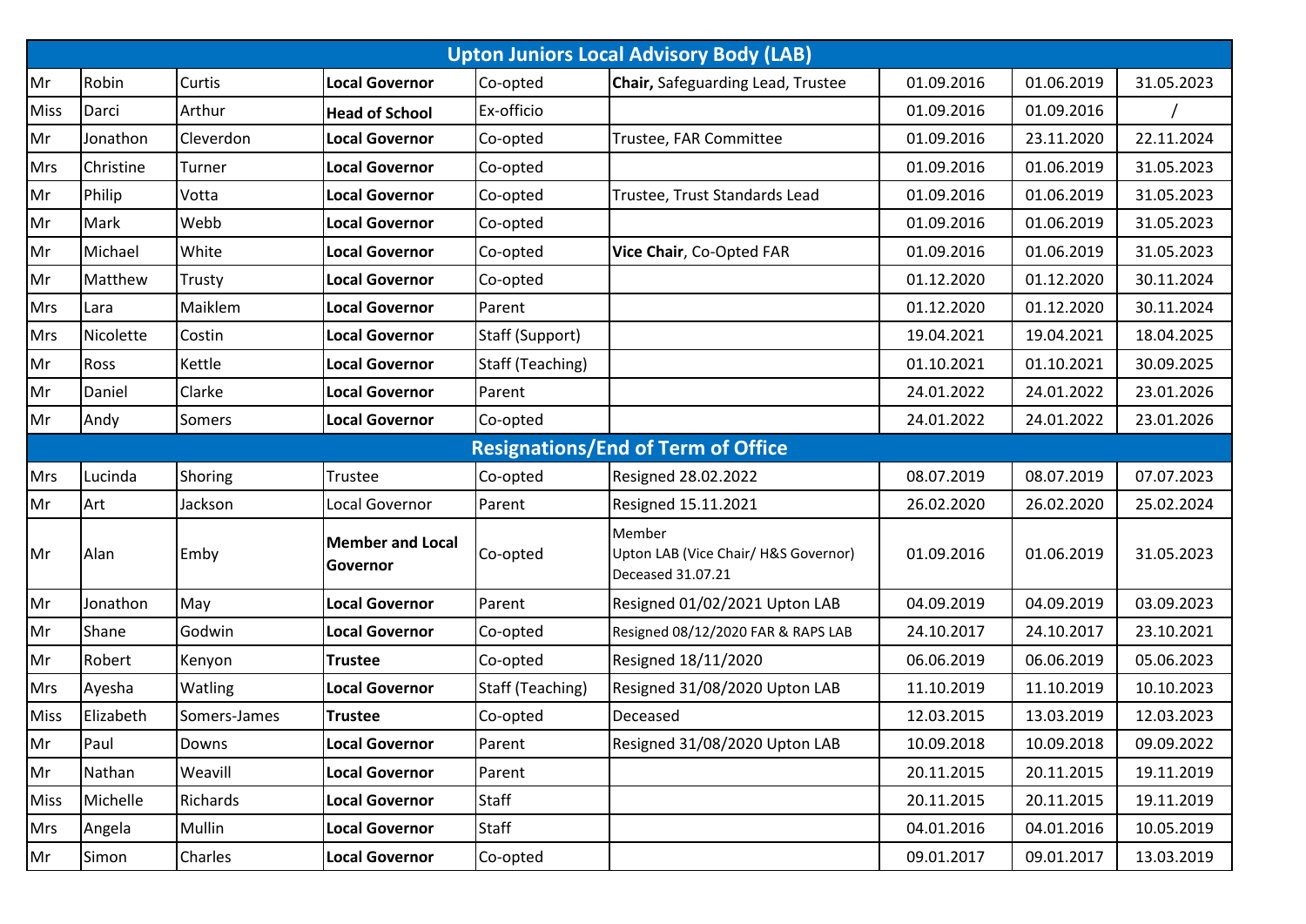| Upton Juniors Local Advisory Body (LAB) | | | | | | | | |
|---|---|---|---|---|---|---|---|---|
| Mr | Robin | Curtis | **Local Governor** | Co-opted | **Chair,** Safeguarding Lead, Trustee | 01.09.2016 | 01.06.2019 | 31.05.2023 |
| Miss | Darci | Arthur | **Head of School** | Ex-officio | | 01.09.2016 | 01.09.2016 | / |
| Mr | Jonathon | Cleverdon | **Local Governor** | Co-opted | Trustee, FAR Committee | 01.09.2016 | 23.11.2020 | 22.11.2024 |
| Mrs | Christine | Turner | **Local Governor** | Co-opted | | 01.09.2016 | 01.06.2019 | 31.05.2023 |
| Mr | Philip | Votta | **Local Governor** | Co-opted | Trustee, Trust Standards Lead | 01.09.2016 | 01.06.2019 | 31.05.2023 |
| Mr | Mark | Webb | **Local Governor** | Co-opted | | 01.09.2016 | 01.06.2019 | 31.05.2023 |
| Mr | Michael | White | **Local Governor** | Co-opted | **Vice Chair**, Co-Opted FAR | 01.09.2016 | 01.06.2019 | 31.05.2023 |
| Mr | Matthew | Trusty | **Local Governor** | Co-opted | | 01.12.2020 | 01.12.2020 | 30.11.2024 |
| Mrs | Lara | Maiklem | **Local Governor** | Parent | | 01.12.2020 | 01.12.2020 | 30.11.2024 |
| Mrs | Nicolette | Costin | **Local Governor** | Staff (Support) | | 19.04.2021 | 19.04.2021 | 18.04.2025 |
| Mr | Ross | Kettle | **Local Governor** | Staff (Teaching) | | 01.10.2021 | 01.10.2021 | 30.09.2025 |
| Mr | Daniel | Clarke | **Local Governor** | Parent | | 24.01.2022 | 24.01.2022 | 23.01.2026 |
| Mr | Andy | Somers | **Local Governor** | Co-opted | | 24.01.2022 | 24.01.2022 | 23.01.2026 |
| **Resignations/End of Term of Office** | | | | | | | | |
| Mrs | Lucinda | Shoring | Trustee | Co-opted | Resigned 28.02.2022 | 08.07.2019 | 08.07.2019 | 07.07.2023 |
| Mr | Art | Jackson | Local Governor | Parent | Resigned 15.11.2021 | 26.02.2020 | 26.02.2020 | 25.02.2024 |
| Mr | Alan | Emby | **Member and Local Governor** | Co-opted | Member Upton LAB (Vice Chair/ H&S Governor) Deceased 31.07.21 | 01.09.2016 | 01.06.2019 | 31.05.2023 |
| Mr | Jonathon | May | **Local Governor** | Parent | Resigned 01/02/2021 Upton LAB | 04.09.2019 | 04.09.2019 | 03.09.2023 |
| Mr | Shane | Godwin | **Local Governor** | Co-opted | Resigned 08/12/2020 FAR & RAPS LAB | 24.10.2017 | 24.10.2017 | 23.10.2021 |
| Mr | Robert | Kenyon | **Trustee** | Co-opted | Resigned 18/11/2020 | 06.06.2019 | 06.06.2019 | 05.06.2023 |
| Mrs | Ayesha | Watling | **Local Governor** | Staff (Teaching) | Resigned 31/08/2020 Upton LAB | 11.10.2019 | 11.10.2019 | 10.10.2023 |
| Miss | Elizabeth | Somers-James | **Trustee** | Co-opted | Deceased | 12.03.2015 | 13.03.2019 | 12.03.2023 |
| Mr | Paul | Downs | **Local Governor** | Parent | Resigned 31/08/2020 Upton LAB | 10.09.2018 | 10.09.2018 | 09.09.2022 |
| Mr | Nathan | Weavill | **Local Governor** | Parent | | 20.11.2015 | 20.11.2015 | 19.11.2019 |
| Miss | Michelle | Richards | **Local Governor** | Staff | | 20.11.2015 | 20.11.2015 | 19.11.2019 |
| Mrs | Angela | Mullin | **Local Governor** | Staff | | 04.01.2016 | 04.01.2016 | 10.05.2019 |
| Mr | Simon | Charles | **Local Governor** | Co-opted | | 09.01.2017 | 09.01.2017 | 13.03.2019 |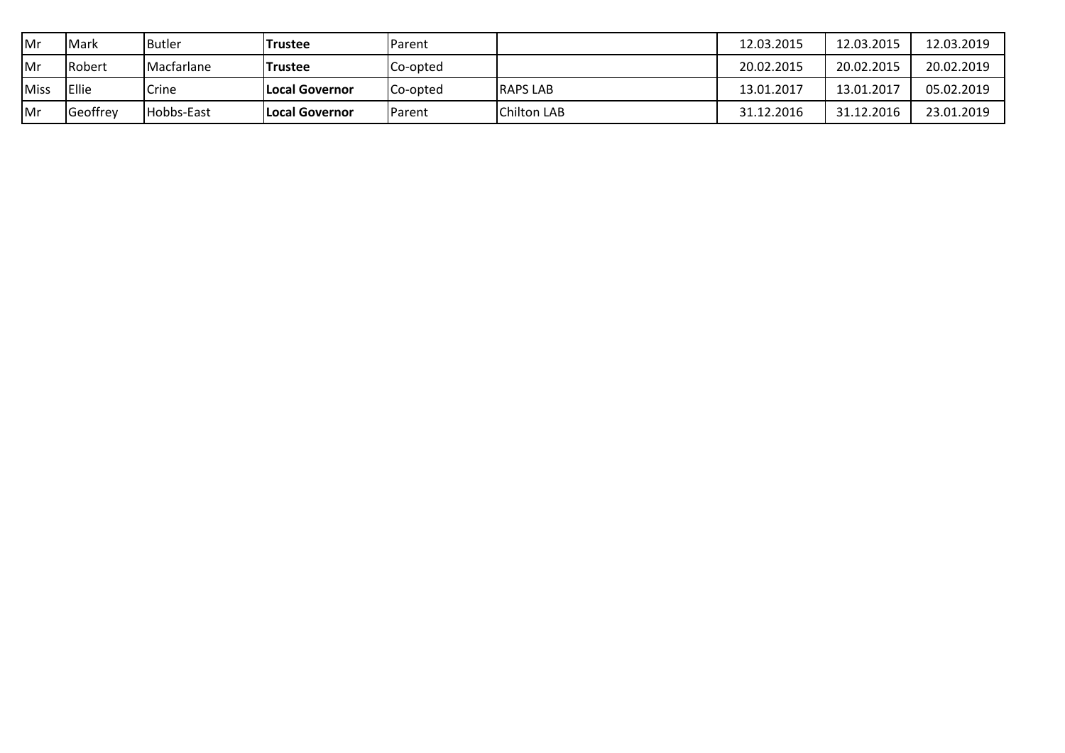| | | | | | | | | |
|---|---|---|---|---|---|---|---|---|
| Mr | Mark | Butler | **Trustee** | Parent | | 12.03.2015 | 12.03.2015 | 12.03.2019 |
| Mr | Robert | Macfarlane | **Trustee** | Co-opted | | 20.02.2015 | 20.02.2015 | 20.02.2019 |
| Miss | Ellie | Crine | **Local Governor** | Co-opted | RAPS LAB | 13.01.2017 | 13.01.2017 | 05.02.2019 |
| Mr | Geoffrey | Hobbs-East | **Local Governor** | Parent | Chilton LAB | 31.12.2016 | 31.12.2016 | 23.01.2019 |